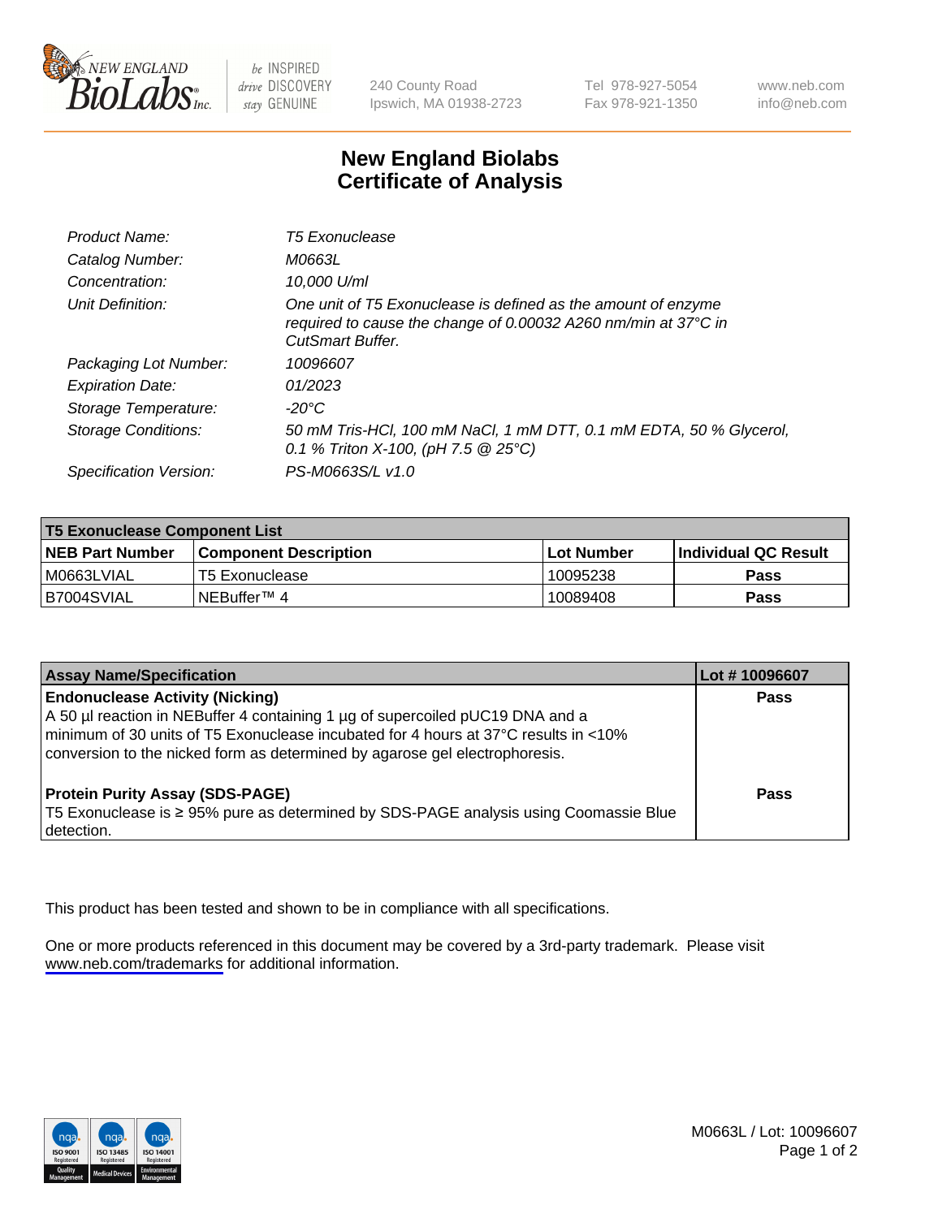# New England Biolabs
# Certificate of Analysis

| | |
|---|---|
| *Product Name:* | *T5 Exonuclease* |
| *Catalog Number:* | *M0663L* |
| *Concentration:* | *10,000 U/ml* |
| *Unit Definition:* | *One unit of T5 Exonuclease is defined as the amount of enzyme required to cause the change of 0.00032 A260 nm/min at 37°C in CutSmart Buffer.* |
| *Packaging Lot Number:* | *10096607* |
| *Expiration Date:* | *01/2023* |
| *Storage Temperature:* | *-20°C* |
| *Storage Conditions:* | *50 mM Tris-HCl, 100 mM NaCl, 1 mM DTT, 0.1 mM EDTA, 50 % Glycerol, 0.1 % Triton X-100, (pH 7.5 @ 25°C)* |
| *Specification Version:* | *PS-M0663S/L v1.0* |

| **T5 Exonuclease Component List** | | | |
|---|---|---|---|
| **NEB Part Number** | **Component Description** | **Lot Number** | **Individual QC Result** |
| M0663LVIAL | T5 Exonuclease | 10095238 | **Pass** |
| B7004SVIAL | NEBuffer™ 4 | 10089408 | **Pass** |

| **Assay Name/Specification** | **Lot # 10096607** |
|---|---|
| **Endonuclease Activity (Nicking)**<br>A 50 µl reaction in NEBuffer 4 containing 1 µg of supercoiled pUC19 DNA and a minimum of 30 units of T5 Exonuclease incubated for 4 hours at 37°C results in <10% conversion to the nicked form as determined by agarose gel electrophoresis. | **Pass** |
| **Protein Purity Assay (SDS-PAGE)**<br>T5 Exonuclease is ≥ 95% pure as determined by SDS-PAGE analysis using Coomassie Blue detection. | **Pass** |

This product has been tested and shown to be in compliance with all specifications.

One or more products referenced in this document may be covered by a 3rd-party trademark. Please visit www.neb.com/trademarks for additional information.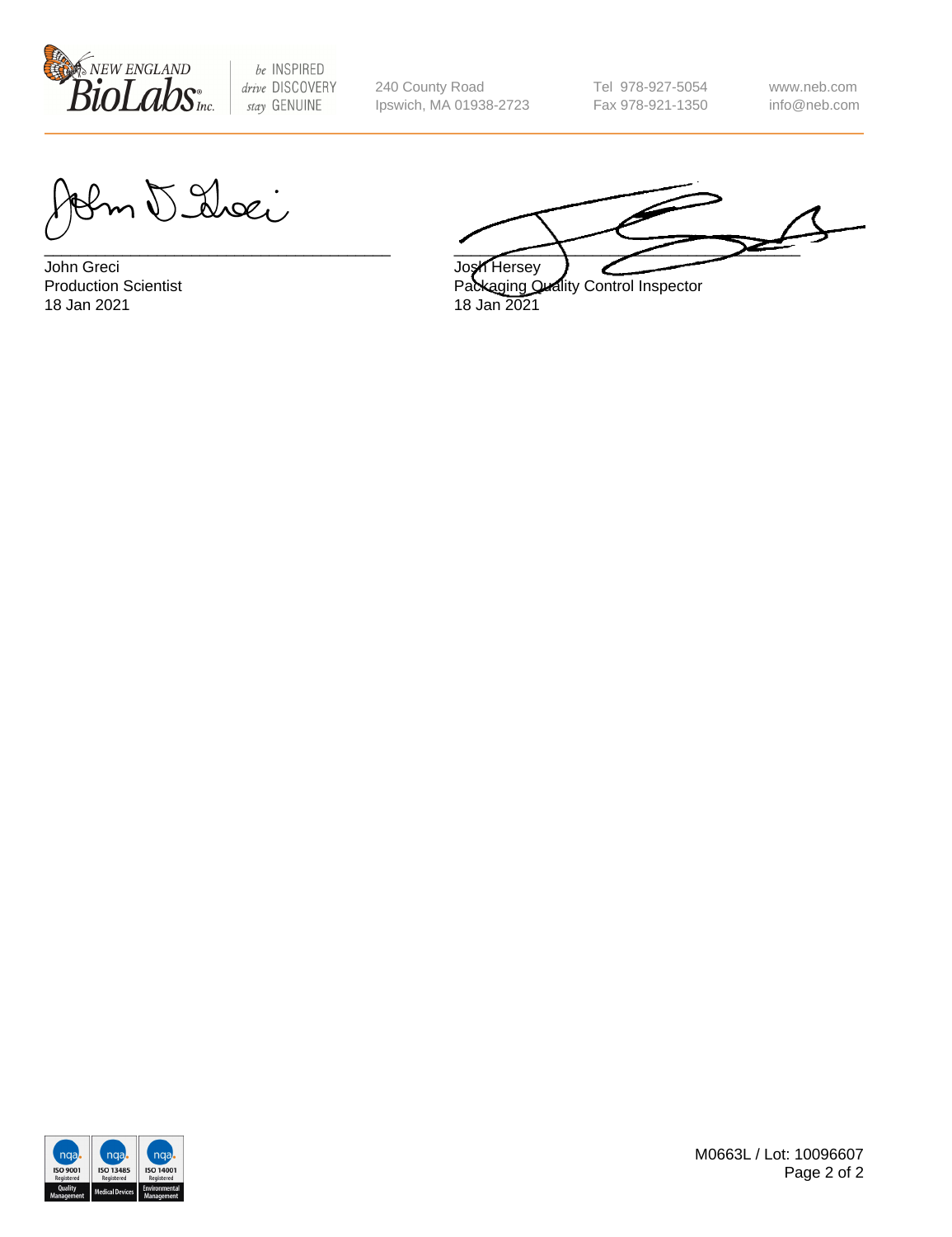John Greci
Production Scientist
18 Jan 2021

Josh Hersey
Packaging Quality Control Inspector
18 Jan 2021

M0663L / Lot: 10096607